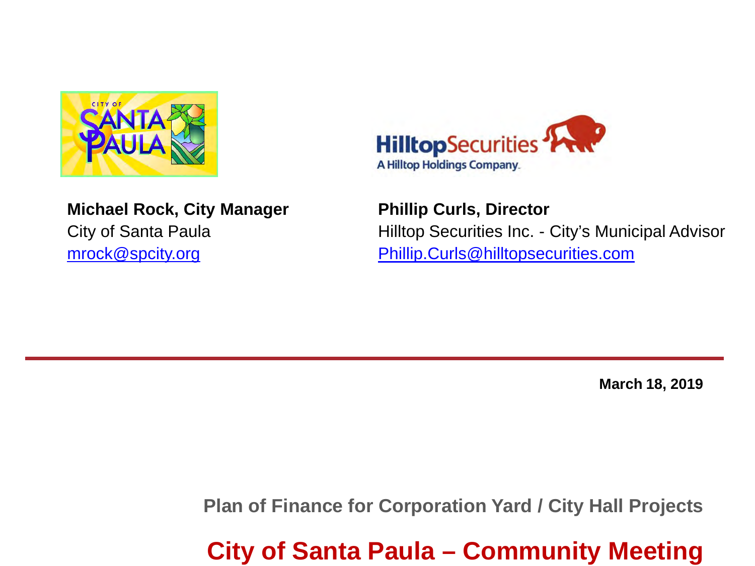**Michael Rock, City Manager**
City of Santa Paula
mrock@spcity.org

**Phillip Curls, Director**
Hilltop Securities Inc. - City's Municipal Advisor
Phillip.Curls@hilltopsecurities.com

**March 18, 2019**

## Plan of Finance for Corporation Yard / City Hall Projects

# City of Santa Paula – Community Meeting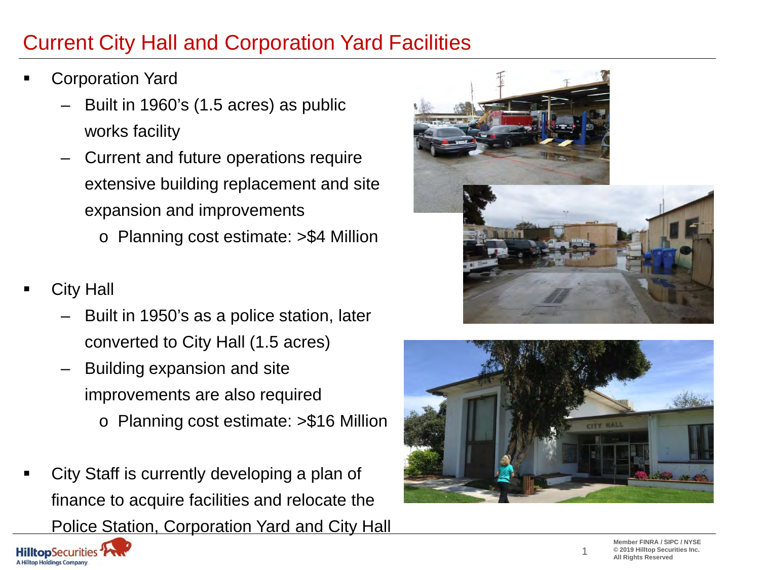# Current City Hall and Corporation Yard Facilities

- Corporation Yard
  - Built in 1960's (1.5 acres) as public works facility
  - Current and future operations require extensive building replacement and site expansion and improvements
    - Planning cost estimate: >$4 Million

- City Hall
  - Built in 1950's as a police station, later converted to City Hall (1.5 acres)
  - Building expansion and site improvements are also required
    - Planning cost estimate: >$16 Million

- City Staff is currently developing a plan of finance to acquire facilities and relocate the Police Station, Corporation Yard and City Hall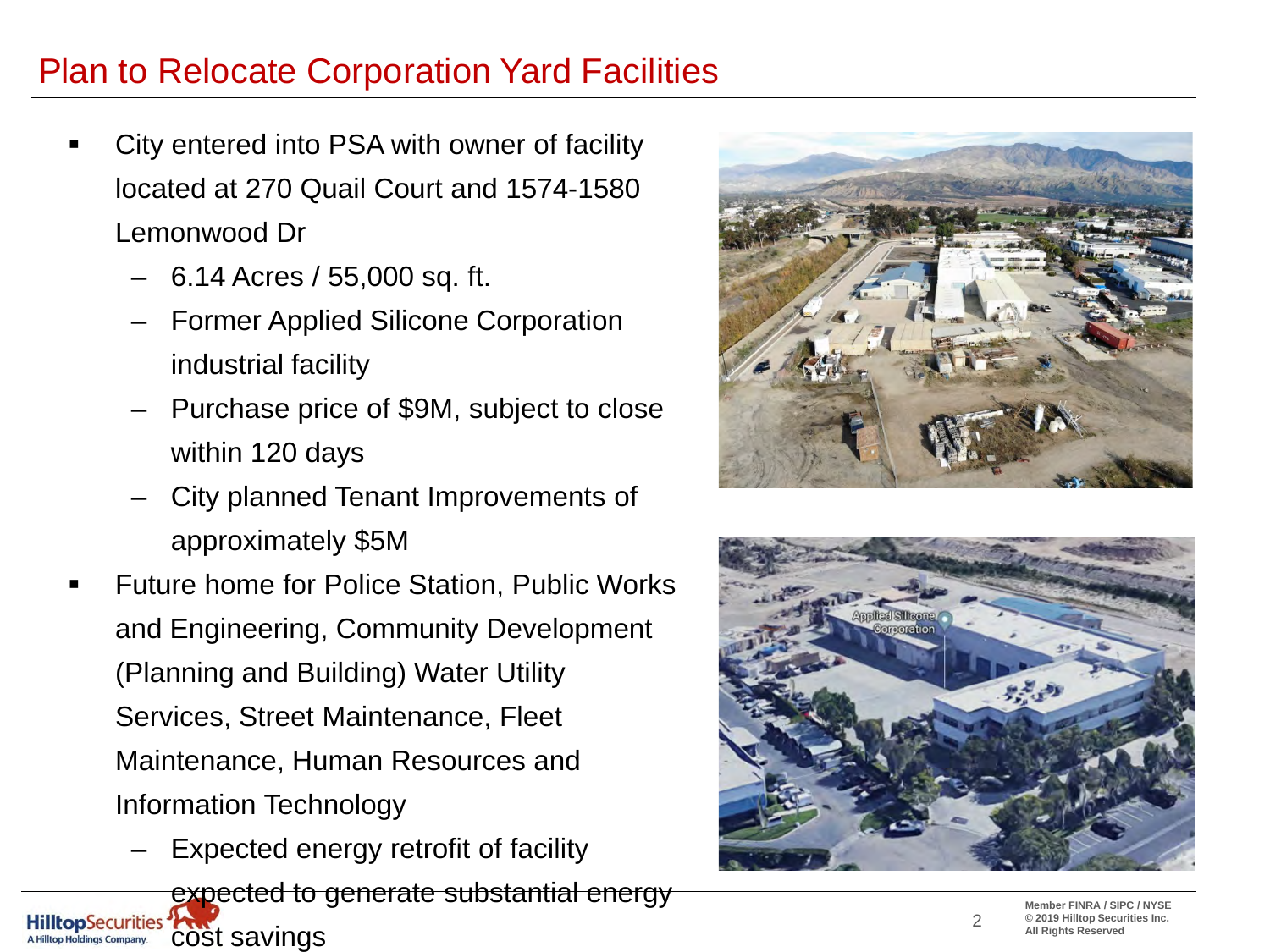# Plan to Relocate Corporation Yard Facilities

- City entered into PSA with owner of facility located at 270 Quail Court and 1574-1580 Lemonwood Dr
  - 6.14 Acres / 55,000 sq. ft.
  - Former Applied Silicone Corporation industrial facility
  - Purchase price of $9M, subject to close within 120 days
  - City planned Tenant Improvements of approximately $5M
- Future home for Police Station, Public Works and Engineering, Community Development (Planning and Building) Water Utility Services, Street Maintenance, Fleet Maintenance, Human Resources and Information Technology
  - Expected energy retrofit of facility expected to generate substantial energy cost savings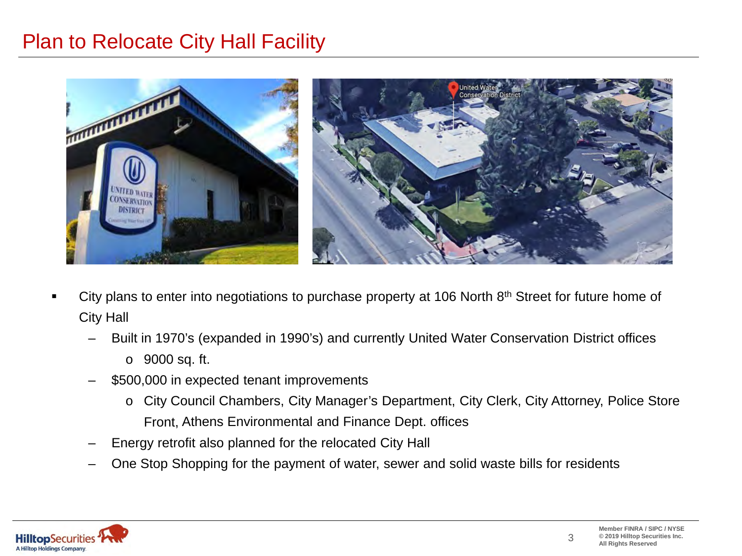# Plan to Relocate City Hall Facility

- City plans to enter into negotiations to purchase property at 106 North 8th Street for future home of City Hall
  - Built in 1970's (expanded in 1990's) and currently United Water Conservation District offices
    - 9000 sq. ft.
  - $500,000 in expected tenant improvements
    - City Council Chambers, City Manager's Department, City Clerk, City Attorney, Police Store Front, Athens Environmental and Finance Dept. offices
  - Energy retrofit also planned for the relocated City Hall
  - One Stop Shopping for the payment of water, sewer and solid waste bills for residents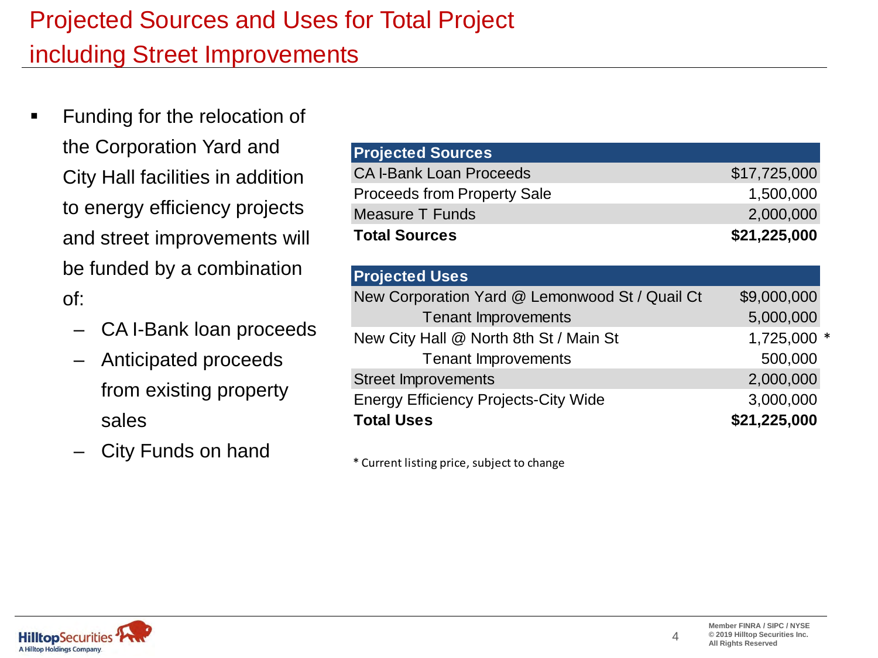# Projected Sources and Uses for Total Project including Street Improvements

- Funding for the relocation of the Corporation Yard and City Hall facilities in addition to energy efficiency projects and street improvements will be funded by a combination of:
  - CA I-Bank loan proceeds
  - Anticipated proceeds from existing property sales
  - City Funds on hand

| Projected Sources | |
|---|---|
| CA I-Bank Loan Proceeds | $17,725,000 |
| Proceeds from Property Sale | 1,500,000 |
| Measure T Funds | 2,000,000 |
| **Total Sources** | **$21,225,000** |

| Projected Uses | |
|---|---|
| New Corporation Yard @ Lemonwood St / Quail Ct | $9,000,000 |
| Tenant Improvements | 5,000,000 |
| New City Hall @ North 8th St / Main St | 1,725,000 * |
| Tenant Improvements | 500,000 |
| Street Improvements | 2,000,000 |
| Energy Efficiency Projects-City Wide | 3,000,000 |
| **Total Uses** | **$21,225,000** |

* Current listing price, subject to change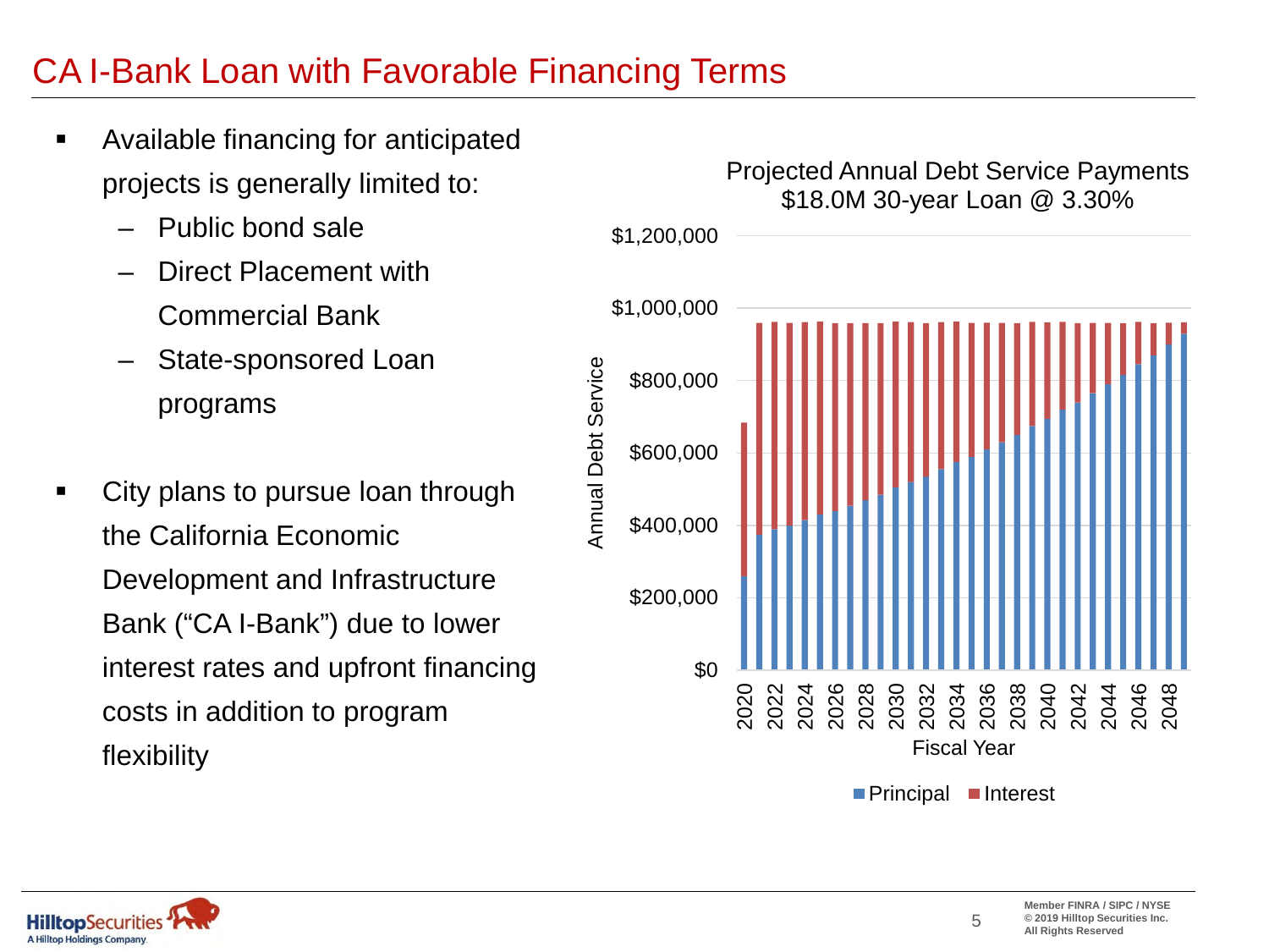# CA I-Bank Loan with Favorable Financing Terms

- Available financing for anticipated projects is generally limited to:
  - Public bond sale
  - Direct Placement with Commercial Bank
  - State-sponsored Loan programs

- City plans to pursue loan through the California Economic Development and Infrastructure Bank ("CA I-Bank") due to lower interest rates and upfront financing costs in addition to program flexibility

Projected Annual Debt Service Payments
$18.0M 30-year Loan @ 3.30%

Annual Debt Service: $0, $200,000, $400,000, $600,000, $800,000, $1,000,000, $1,200,000

Fiscal Year: 2020, 2022, 2024, 2026, 2028, 2030, 2032, 2034, 2036, 2038, 2040, 2042, 2044, 2046, 2048

Principal | Interest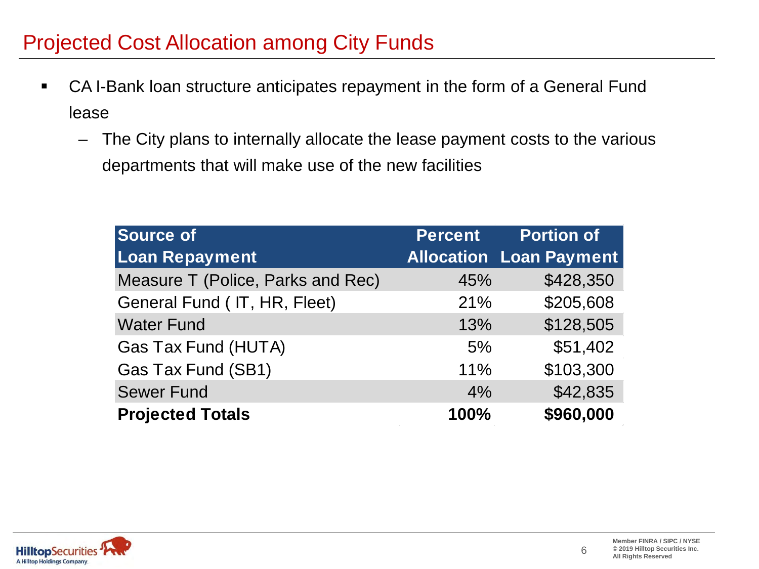# Projected Cost Allocation among City Funds

- CA I-Bank loan structure anticipates repayment in the form of a General Fund lease
  - The City plans to internally allocate the lease payment costs to the various departments that will make use of the new facilities

| Source of Loan Repayment | Percent Allocation | Portion of Loan Payment |
|---|---|---|
| Measure T (Police, Parks and Rec) | 45% | $428,350 |
| General Fund ( IT, HR, Fleet) | 21% | $205,608 |
| Water Fund | 13% | $128,505 |
| Gas Tax Fund (HUTA) | 5% | $51,402 |
| Gas Tax Fund (SB1) | 11% | $103,300 |
| Sewer Fund | 4% | $42,835 |
| **Projected Totals** | **100%** | **$960,000** |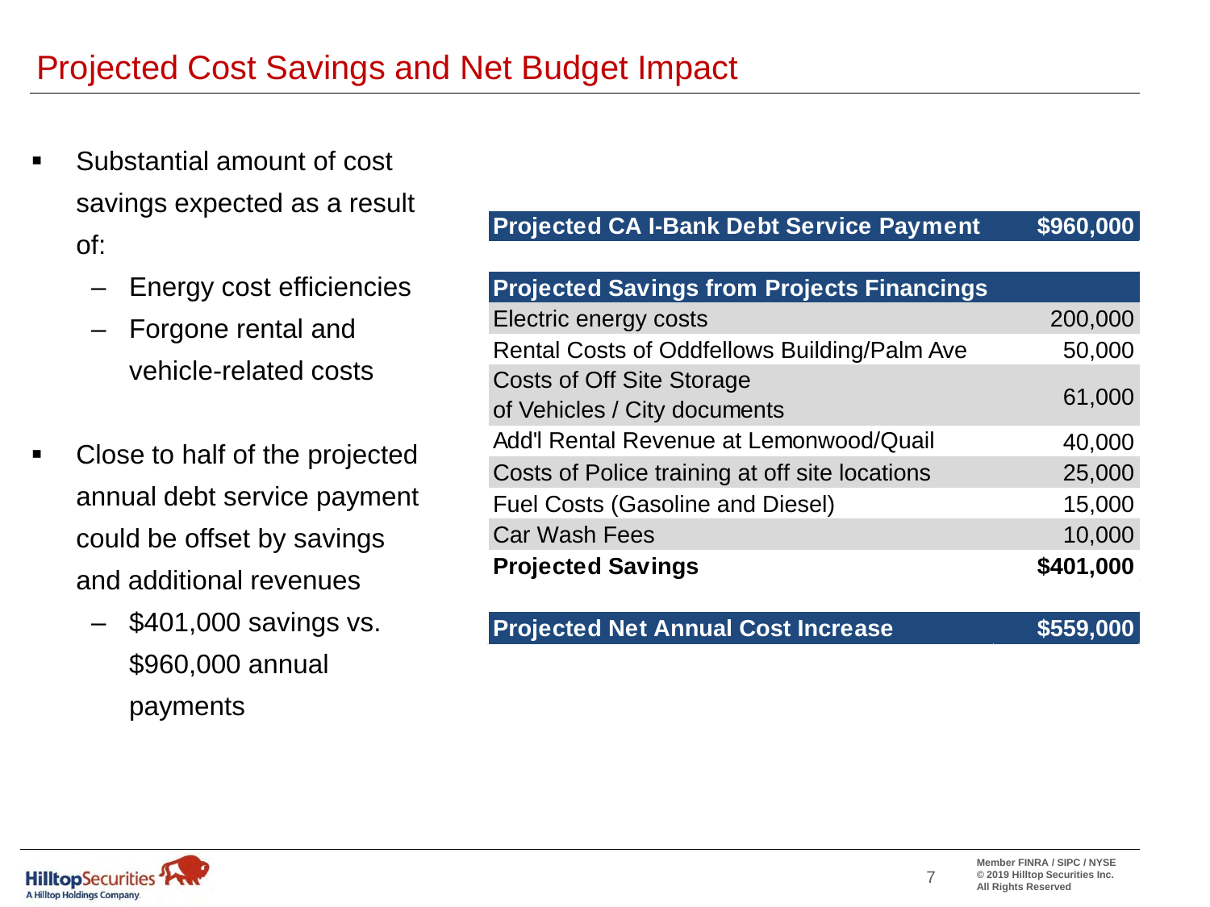# Projected Cost Savings and Net Budget Impact

- Substantial amount of cost savings expected as a result of:
  - Energy cost efficiencies
  - Forgone rental and vehicle-related costs
- Close to half of the projected annual debt service payment could be offset by savings and additional revenues
  - $401,000 savings vs. $960,000 annual payments

| **Projected CA I-Bank Debt Service Payment** | **$960,000** |
|---|---|

| **Projected Savings from Projects Financings** | |
|---|---|
| Electric energy costs | 200,000 |
| Rental Costs of Oddfellows Building/Palm Ave | 50,000 |
| Costs of Off Site Storage of Vehicles / City documents | 61,000 |
| Add'l Rental Revenue at Lemonwood/Quail | 40,000 |
| Costs of Police training at off site locations | 25,000 |
| Fuel Costs (Gasoline and Diesel) | 15,000 |
| Car Wash Fees | 10,000 |
| **Projected Savings** | **$401,000** |

| **Projected Net Annual Cost Increase** | **$559,000** |
|---|---|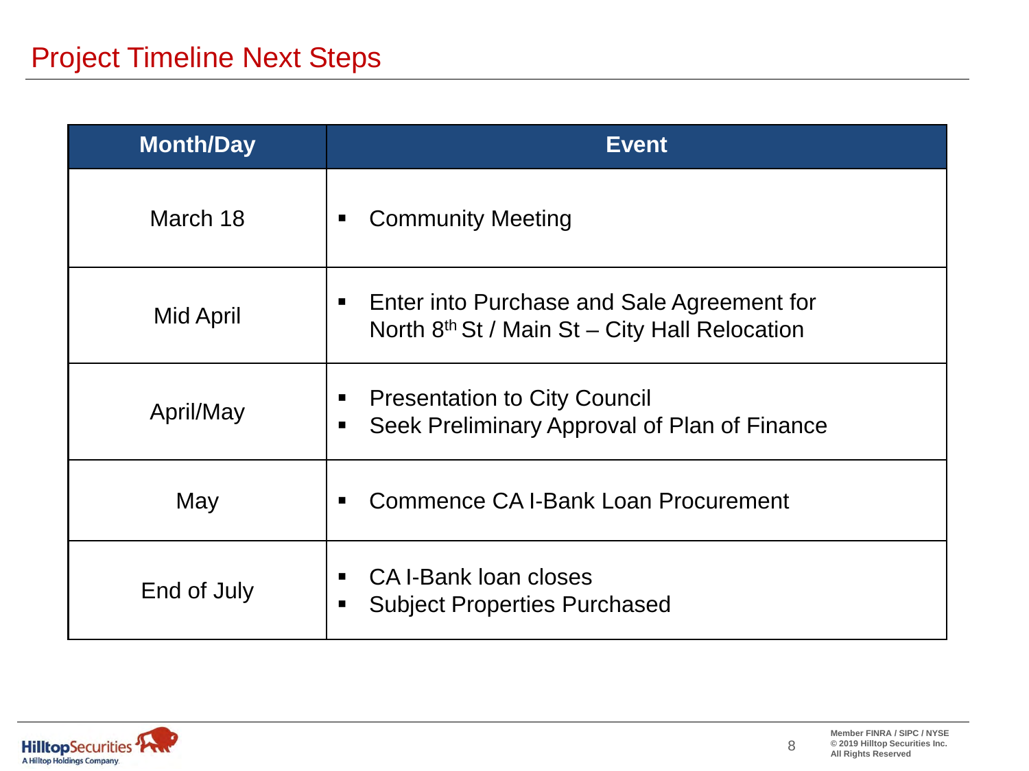# Project Timeline Next Steps

| Month/Day | Event |
|---|---|
| March 18 | ▪ Community Meeting |
| Mid April | ▪ Enter into Purchase and Sale Agreement for North 8th St / Main St – City Hall Relocation |
| April/May | ▪ Presentation to City Council<br>▪ Seek Preliminary Approval of Plan of Finance |
| May | ▪ Commence CA I-Bank Loan Procurement |
| End of July | ▪ CA I-Bank loan closes<br>▪ Subject Properties Purchased |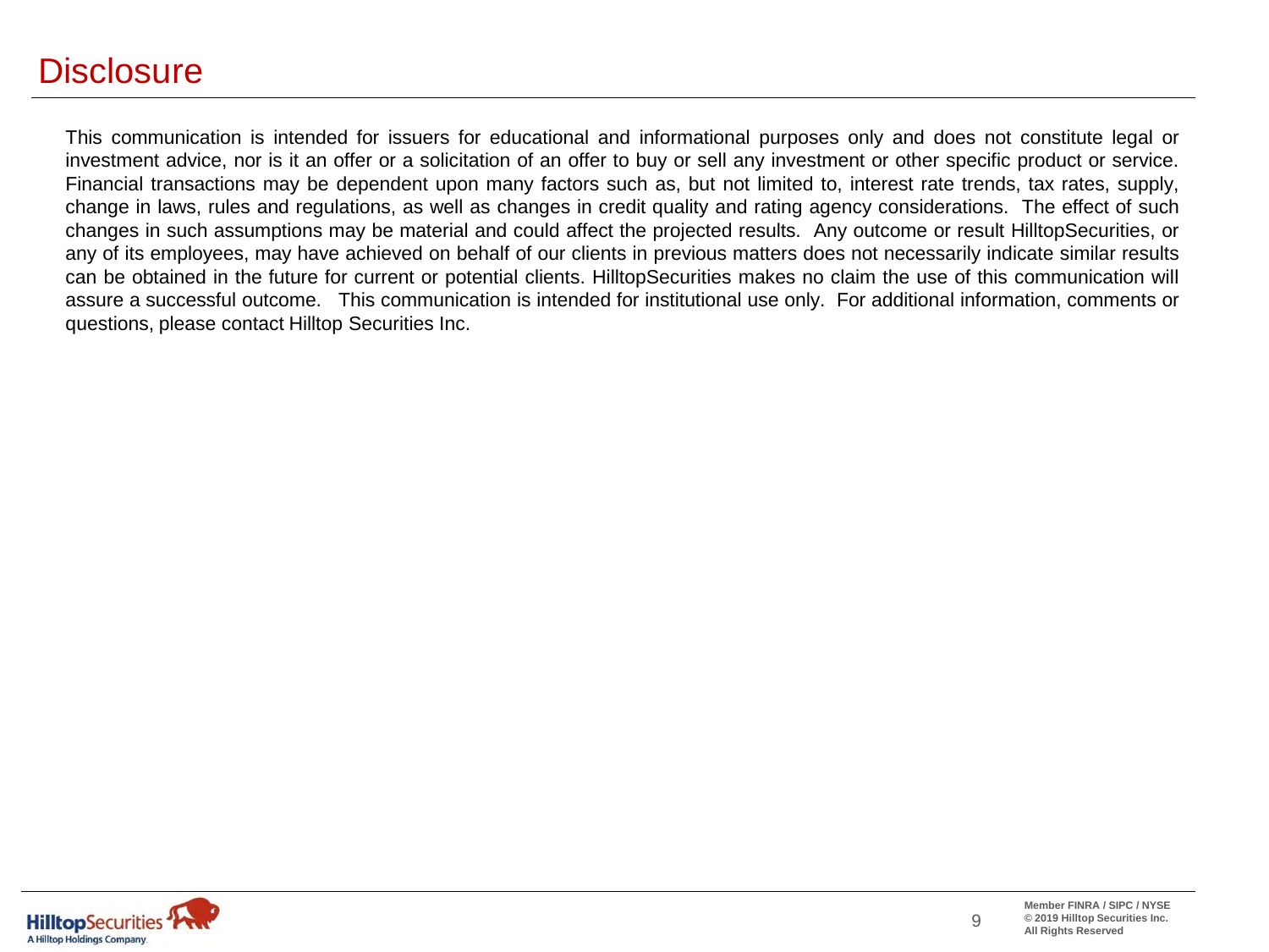# Disclosure

This communication is intended for issuers for educational and informational purposes only and does not constitute legal or investment advice, nor is it an offer or a solicitation of an offer to buy or sell any investment or other specific product or service. Financial transactions may be dependent upon many factors such as, but not limited to, interest rate trends, tax rates, supply, change in laws, rules and regulations, as well as changes in credit quality and rating agency considerations. The effect of such changes in such assumptions may be material and could affect the projected results. Any outcome or result HilltopSecurities, or any of its employees, may have achieved on behalf of our clients in previous matters does not necessarily indicate similar results can be obtained in the future for current or potential clients. HilltopSecurities makes no claim the use of this communication will assure a successful outcome. This communication is intended for institutional use only. For additional information, comments or questions, please contact Hilltop Securities Inc.

**Member FINRA / SIPC / NYSE**
**© 2019 Hilltop Securities Inc.**
**All Rights Reserved**